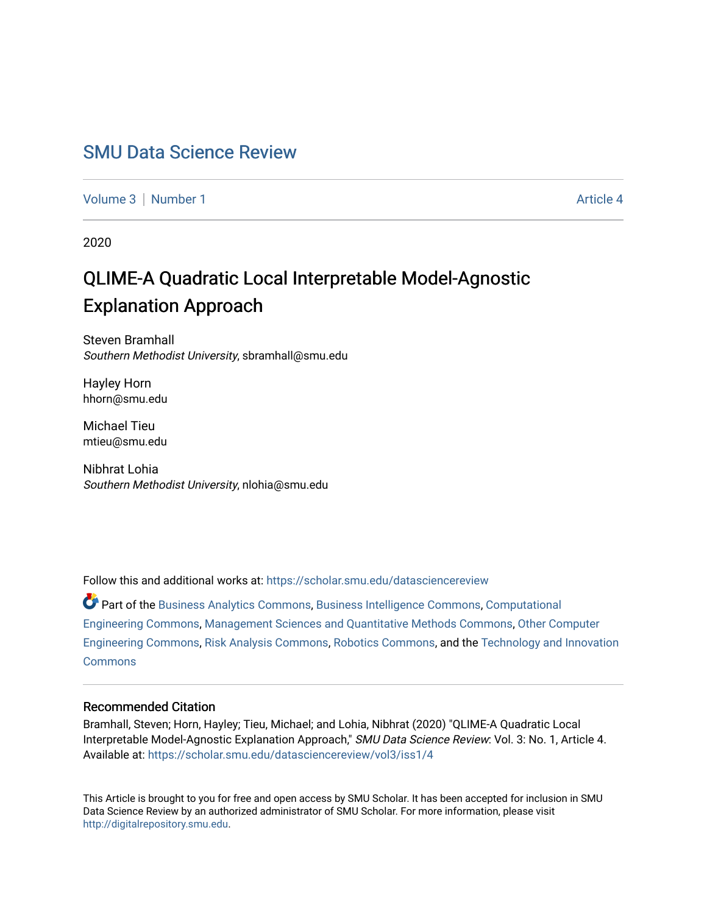# SMU Data Science Review

Volume 3 | Number 1 — Article 4

2020

## QLIME-A Quadratic Local Interpretable Model-Agnostic Explanation Approach

Steven Bramhall
*Southern Methodist University*, sbramhall@smu.edu

Hayley Horn
hhorn@smu.edu

Michael Tieu
mtieu@smu.edu

Nibhrat Lohia
*Southern Methodist University*, nlohia@smu.edu

Follow this and additional works at: https://scholar.smu.edu/datasciencereview

Part of the Business Analytics Commons, Business Intelligence Commons, Computational Engineering Commons, Management Sciences and Quantitative Methods Commons, Other Computer Engineering Commons, Risk Analysis Commons, Robotics Commons, and the Technology and Innovation Commons

### Recommended Citation

Bramhall, Steven; Horn, Hayley; Tieu, Michael; and Lohia, Nibhrat (2020) "QLIME-A Quadratic Local Interpretable Model-Agnostic Explanation Approach," *SMU Data Science Review*: Vol. 3: No. 1, Article 4. Available at: https://scholar.smu.edu/datasciencereview/vol3/iss1/4

This Article is brought to you for free and open access by SMU Scholar. It has been accepted for inclusion in SMU Data Science Review by an authorized administrator of SMU Scholar. For more information, please visit http://digitalrepository.smu.edu.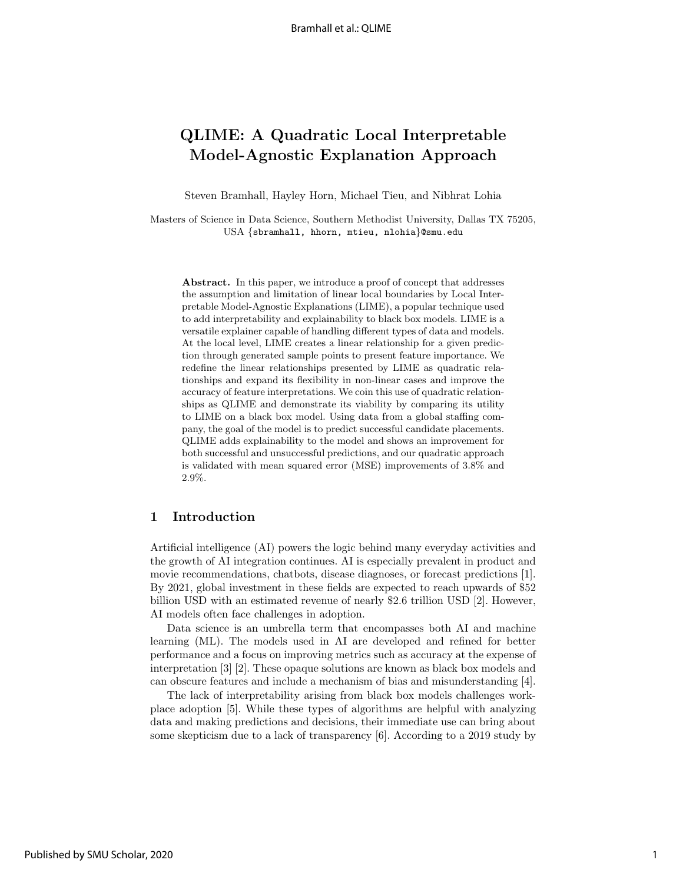# QLIME: A Quadratic Local Interpretable Model-Agnostic Explanation Approach

Steven Bramhall, Hayley Horn, Michael Tieu, and Nibhrat Lohia

Masters of Science in Data Science, Southern Methodist University, Dallas TX 75205, USA {sbramhall, hhorn, mtieu, nlohia}@smu.edu

**Abstract.** In this paper, we introduce a proof of concept that addresses the assumption and limitation of linear local boundaries by Local Interpretable Model-Agnostic Explanations (LIME), a popular technique used to add interpretability and explainability to black box models. LIME is a versatile explainer capable of handling different types of data and models. At the local level, LIME creates a linear relationship for a given prediction through generated sample points to present feature importance. We redefine the linear relationships presented by LIME as quadratic relationships and expand its flexibility in non-linear cases and improve the accuracy of feature interpretations. We coin this use of quadratic relationships as QLIME and demonstrate its viability by comparing its utility to LIME on a black box model. Using data from a global staffing company, the goal of the model is to predict successful candidate placements. QLIME adds explainability to the model and shows an improvement for both successful and unsuccessful predictions, and our quadratic approach is validated with mean squared error (MSE) improvements of 3.8% and 2.9%.

## 1 Introduction

Artificial intelligence (AI) powers the logic behind many everyday activities and the growth of AI integration continues. AI is especially prevalent in product and movie recommendations, chatbots, disease diagnoses, or forecast predictions [1]. By 2021, global investment in these fields are expected to reach upwards of $52 billion USD with an estimated revenue of nearly $2.6 trillion USD [2]. However, AI models often face challenges in adoption.

Data science is an umbrella term that encompasses both AI and machine learning (ML). The models used in AI are developed and refined for better performance and a focus on improving metrics such as accuracy at the expense of interpretation [3] [2]. These opaque solutions are known as black box models and can obscure features and include a mechanism of bias and misunderstanding [4].

The lack of interpretability arising from black box models challenges workplace adoption [5]. While these types of algorithms are helpful with analyzing data and making predictions and decisions, their immediate use can bring about some skepticism due to a lack of transparency [6]. According to a 2019 study by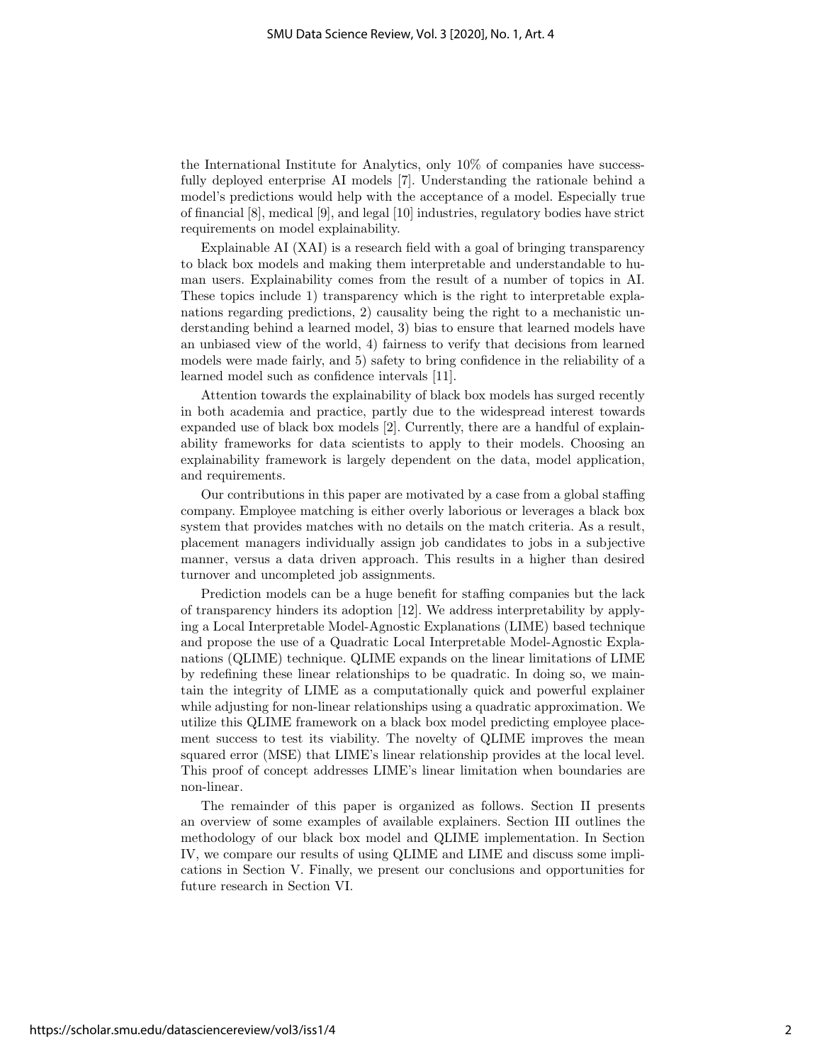the International Institute for Analytics, only 10% of companies have successfully deployed enterprise AI models [7]. Understanding the rationale behind a model's predictions would help with the acceptance of a model. Especially true of financial [8], medical [9], and legal [10] industries, regulatory bodies have strict requirements on model explainability.

Explainable AI (XAI) is a research field with a goal of bringing transparency to black box models and making them interpretable and understandable to human users. Explainability comes from the result of a number of topics in AI. These topics include 1) transparency which is the right to interpretable explanations regarding predictions, 2) causality being the right to a mechanistic understanding behind a learned model, 3) bias to ensure that learned models have an unbiased view of the world, 4) fairness to verify that decisions from learned models were made fairly, and 5) safety to bring confidence in the reliability of a learned model such as confidence intervals [11].

Attention towards the explainability of black box models has surged recently in both academia and practice, partly due to the widespread interest towards expanded use of black box models [2]. Currently, there are a handful of explainability frameworks for data scientists to apply to their models. Choosing an explainability framework is largely dependent on the data, model application, and requirements.

Our contributions in this paper are motivated by a case from a global staffing company. Employee matching is either overly laborious or leverages a black box system that provides matches with no details on the match criteria. As a result, placement managers individually assign job candidates to jobs in a subjective manner, versus a data driven approach. This results in a higher than desired turnover and uncompleted job assignments.

Prediction models can be a huge benefit for staffing companies but the lack of transparency hinders its adoption [12]. We address interpretability by applying a Local Interpretable Model-Agnostic Explanations (LIME) based technique and propose the use of a Quadratic Local Interpretable Model-Agnostic Explanations (QLIME) technique. QLIME expands on the linear limitations of LIME by redefining these linear relationships to be quadratic. In doing so, we maintain the integrity of LIME as a computationally quick and powerful explainer while adjusting for non-linear relationships using a quadratic approximation. We utilize this QLIME framework on a black box model predicting employee placement success to test its viability. The novelty of QLIME improves the mean squared error (MSE) that LIME's linear relationship provides at the local level. This proof of concept addresses LIME's linear limitation when boundaries are non-linear.

The remainder of this paper is organized as follows. Section II presents an overview of some examples of available explainers. Section III outlines the methodology of our black box model and QLIME implementation. In Section IV, we compare our results of using QLIME and LIME and discuss some implications in Section V. Finally, we present our conclusions and opportunities for future research in Section VI.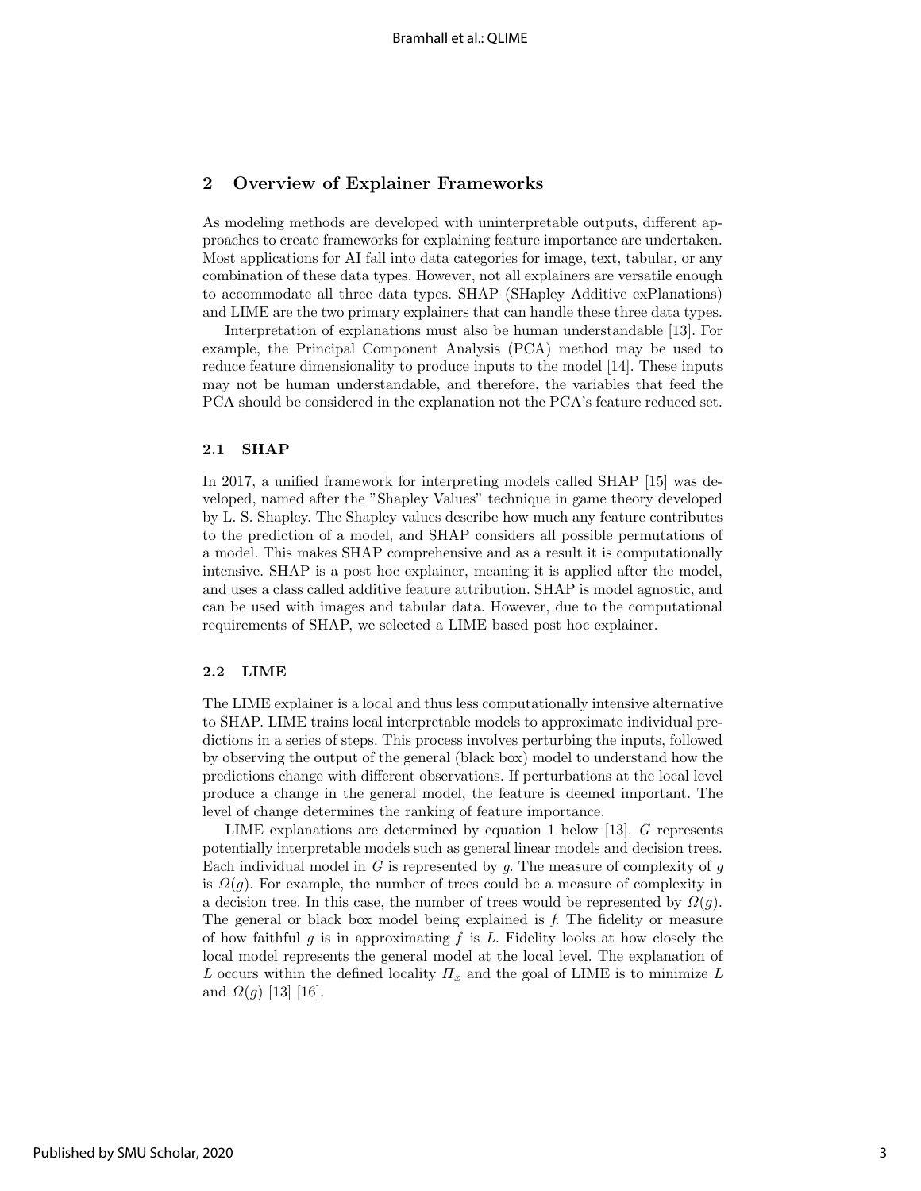## 2 Overview of Explainer Frameworks

As modeling methods are developed with uninterpretable outputs, different approaches to create frameworks for explaining feature importance are undertaken. Most applications for AI fall into data categories for image, text, tabular, or any combination of these data types. However, not all explainers are versatile enough to accommodate all three data types. SHAP (SHapley Additive exPlanations) and LIME are the two primary explainers that can handle these three data types.

Interpretation of explanations must also be human understandable [13]. For example, the Principal Component Analysis (PCA) method may be used to reduce feature dimensionality to produce inputs to the model [14]. These inputs may not be human understandable, and therefore, the variables that feed the PCA should be considered in the explanation not the PCA's feature reduced set.

### 2.1 SHAP

In 2017, a unified framework for interpreting models called SHAP [15] was developed, named after the "Shapley Values" technique in game theory developed by L. S. Shapley. The Shapley values describe how much any feature contributes to the prediction of a model, and SHAP considers all possible permutations of a model. This makes SHAP comprehensive and as a result it is computationally intensive. SHAP is a post hoc explainer, meaning it is applied after the model, and uses a class called additive feature attribution. SHAP is model agnostic, and can be used with images and tabular data. However, due to the computational requirements of SHAP, we selected a LIME based post hoc explainer.

### 2.2 LIME

The LIME explainer is a local and thus less computationally intensive alternative to SHAP. LIME trains local interpretable models to approximate individual predictions in a series of steps. This process involves perturbing the inputs, followed by observing the output of the general (black box) model to understand how the predictions change with different observations. If perturbations at the local level produce a change in the general model, the feature is deemed important. The level of change determines the ranking of feature importance.

LIME explanations are determined by equation 1 below [13]. $G$ represents potentially interpretable models such as general linear models and decision trees. Each individual model in $G$ is represented by $g$. The measure of complexity of $g$ is $\Omega(g)$. For example, the number of trees could be a measure of complexity in a decision tree. In this case, the number of trees would be represented by $\Omega(g)$. The general or black box model being explained is $f$. The fidelity or measure of how faithful $g$ is in approximating $f$ is $L$. Fidelity looks at how closely the local model represents the general model at the local level. The explanation of $L$ occurs within the defined locality $\Pi_x$ and the goal of LIME is to minimize $L$ and $\Omega(g)$ [13] [16].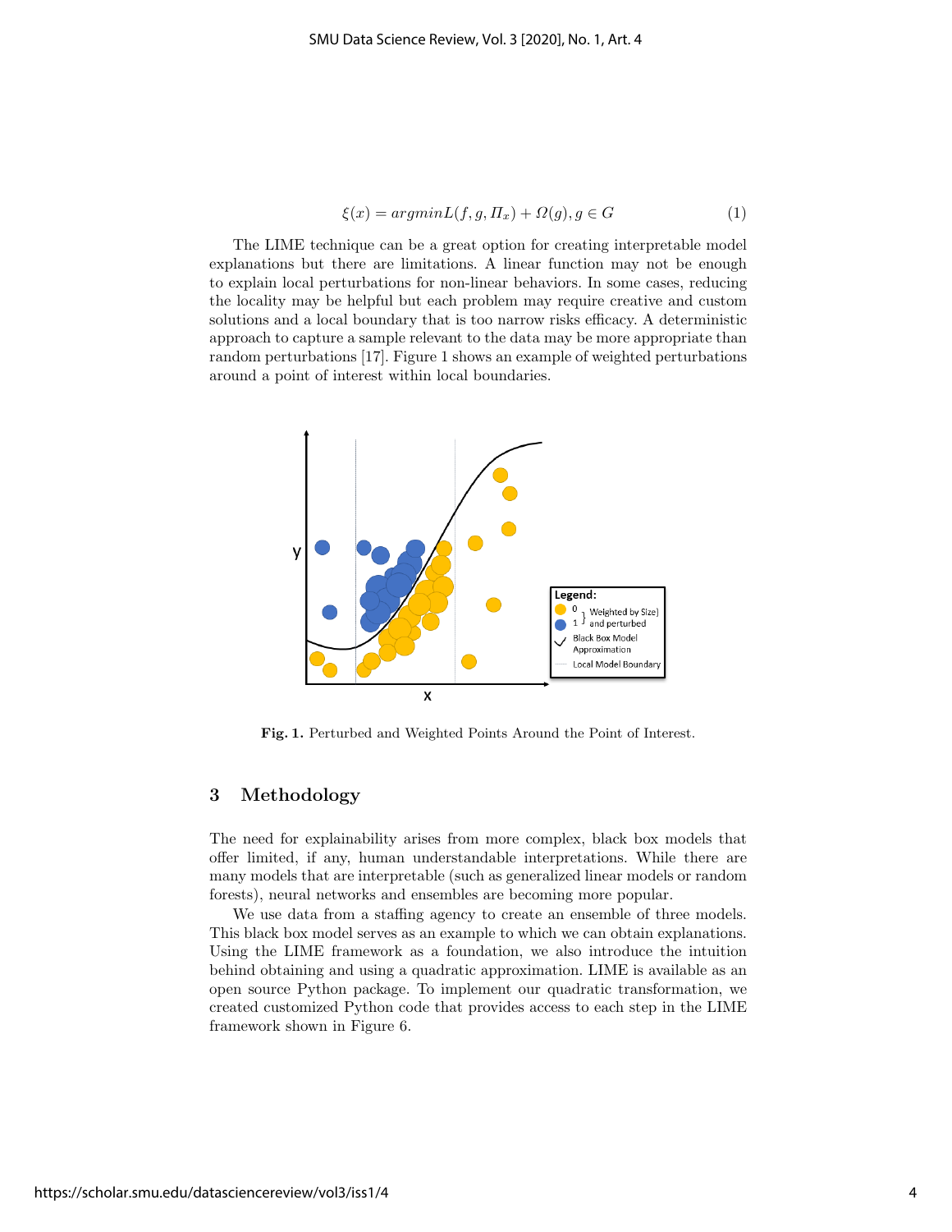$$\xi(x) = argmin L(f, g, \Pi_x) + \Omega(g), g \in G \tag{1}$$

The LIME technique can be a great option for creating interpretable model explanations but there are limitations. A linear function may not be enough to explain local perturbations for non-linear behaviors. In some cases, reducing the locality may be helpful but each problem may require creative and custom solutions and a local boundary that is too narrow risks efficacy. A deterministic approach to capture a sample relevant to the data may be more appropriate than random perturbations [17]. Figure 1 shows an example of weighted perturbations around a point of interest within local boundaries.

**Fig. 1.** Perturbed and Weighted Points Around the Point of Interest.

## 3 Methodology

The need for explainability arises from more complex, black box models that offer limited, if any, human understandable interpretations. While there are many models that are interpretable (such as generalized linear models or random forests), neural networks and ensembles are becoming more popular.

We use data from a staffing agency to create an ensemble of three models. This black box model serves as an example to which we can obtain explanations. Using the LIME framework as a foundation, we also introduce the intuition behind obtaining and using a quadratic approximation. LIME is available as an open source Python package. To implement our quadratic transformation, we created customized Python code that provides access to each step in the LIME framework shown in Figure 6.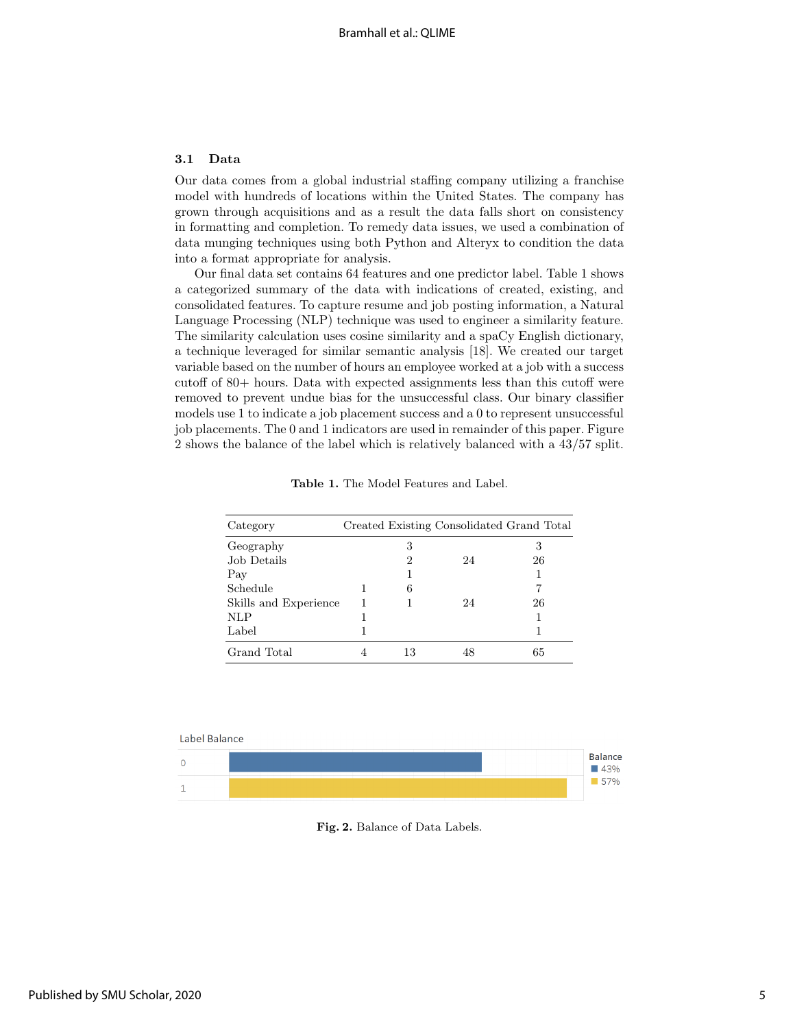### 3.1 Data

Our data comes from a global industrial staffing company utilizing a franchise model with hundreds of locations within the United States. The company has grown through acquisitions and as a result the data falls short on consistency in formatting and completion. To remedy data issues, we used a combination of data munging techniques using both Python and Alteryx to condition the data into a format appropriate for analysis.

Our final data set contains 64 features and one predictor label. Table 1 shows a categorized summary of the data with indications of created, existing, and consolidated features. To capture resume and job posting information, a Natural Language Processing (NLP) technique was used to engineer a similarity feature. The similarity calculation uses cosine similarity and a spaCy English dictionary, a technique leveraged for similar semantic analysis [18]. We created our target variable based on the number of hours an employee worked at a job with a success cutoff of 80+ hours. Data with expected assignments less than this cutoff were removed to prevent undue bias for the unsuccessful class. Our binary classifier models use 1 to indicate a job placement success and a 0 to represent unsuccessful job placements. The 0 and 1 indicators are used in remainder of this paper. Figure 2 shows the balance of the label which is relatively balanced with a 43/57 split.

**Table 1.** The Model Features and Label.

| Category | Created | Existing | Consolidated | Grand Total |
|---|---|---|---|---|
| Geography | | 3 | | 3 |
| Job Details | | 2 | 24 | 26 |
| Pay | | 1 | | 1 |
| Schedule | 1 | 6 | | 7 |
| Skills and Experience | 1 | 1 | 24 | 26 |
| NLP | 1 | | | 1 |
| Label | 1 | | | 1 |
| Grand Total | 4 | 13 | 48 | 65 |

**Fig. 2.** Balance of Data Labels.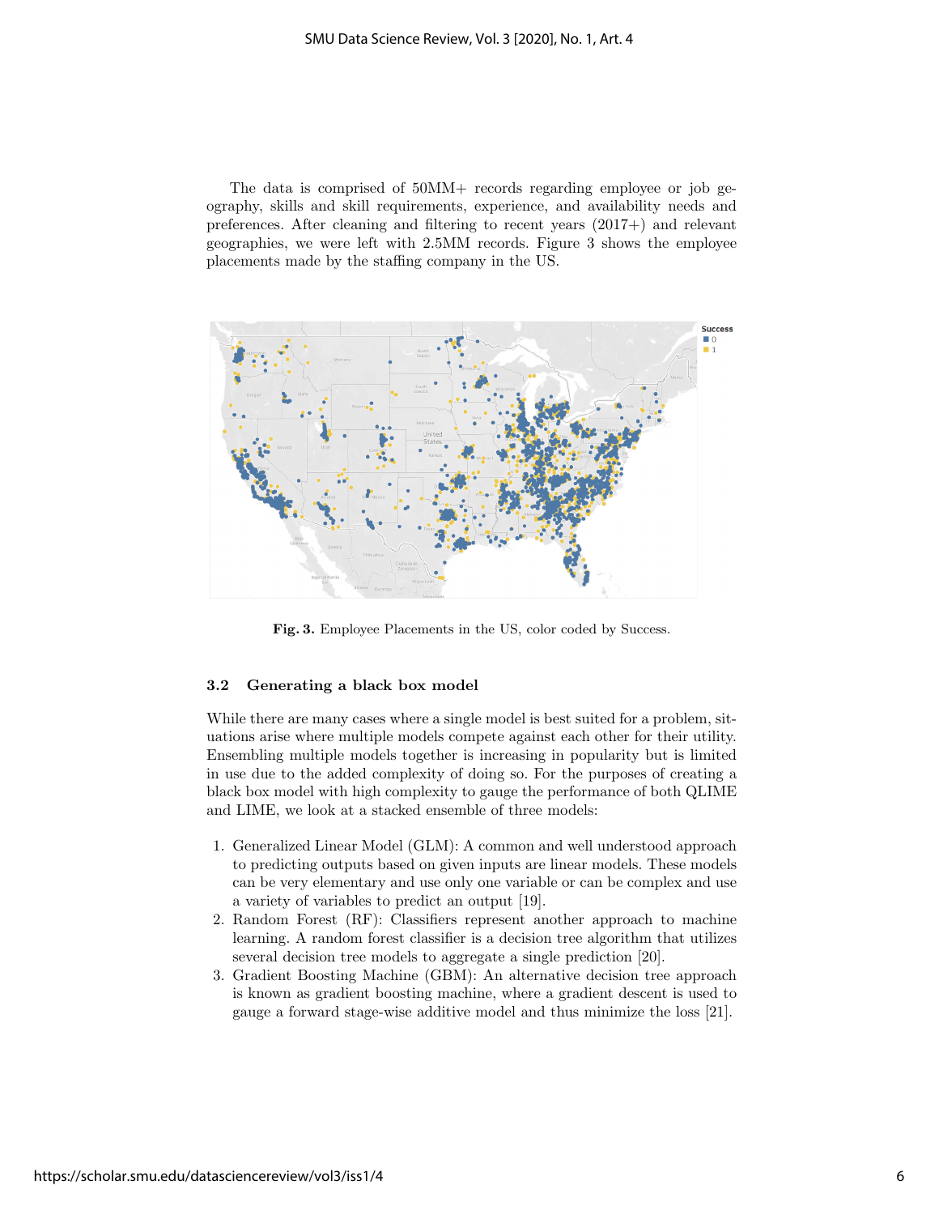The data is comprised of 50MM+ records regarding employee or job geography, skills and skill requirements, experience, and availability needs and preferences. After cleaning and filtering to recent years (2017+) and relevant geographies, we were left with 2.5MM records. Figure 3 shows the employee placements made by the staffing company in the US.

**Fig. 3.** Employee Placements in the US, color coded by Success.

### 3.2 Generating a black box model

While there are many cases where a single model is best suited for a problem, situations arise where multiple models compete against each other for their utility. Ensembling multiple models together is increasing in popularity but is limited in use due to the added complexity of doing so. For the purposes of creating a black box model with high complexity to gauge the performance of both QLIME and LIME, we look at a stacked ensemble of three models:

1. Generalized Linear Model (GLM): A common and well understood approach to predicting outputs based on given inputs are linear models. These models can be very elementary and use only one variable or can be complex and use a variety of variables to predict an output [19].
2. Random Forest (RF): Classifiers represent another approach to machine learning. A random forest classifier is a decision tree algorithm that utilizes several decision tree models to aggregate a single prediction [20].
3. Gradient Boosting Machine (GBM): An alternative decision tree approach is known as gradient boosting machine, where a gradient descent is used to gauge a forward stage-wise additive model and thus minimize the loss [21].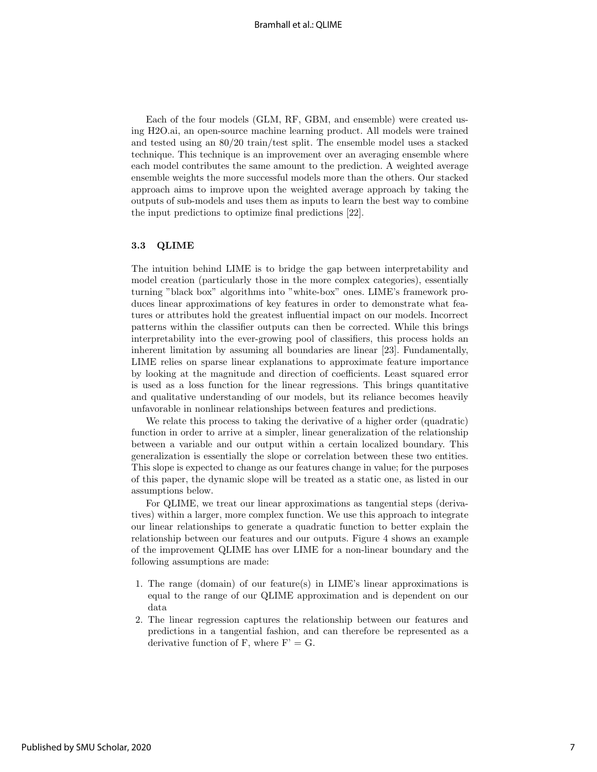Each of the four models (GLM, RF, GBM, and ensemble) were created using H2O.ai, an open-source machine learning product. All models were trained and tested using an 80/20 train/test split. The ensemble model uses a stacked technique. This technique is an improvement over an averaging ensemble where each model contributes the same amount to the prediction. A weighted average ensemble weights the more successful models more than the others. Our stacked approach aims to improve upon the weighted average approach by taking the outputs of sub-models and uses them as inputs to learn the best way to combine the input predictions to optimize final predictions [22].

### 3.3 QLIME

The intuition behind LIME is to bridge the gap between interpretability and model creation (particularly those in the more complex categories), essentially turning "black box" algorithms into "white-box" ones. LIME's framework produces linear approximations of key features in order to demonstrate what features or attributes hold the greatest influential impact on our models. Incorrect patterns within the classifier outputs can then be corrected. While this brings interpretability into the ever-growing pool of classifiers, this process holds an inherent limitation by assuming all boundaries are linear [23]. Fundamentally, LIME relies on sparse linear explanations to approximate feature importance by looking at the magnitude and direction of coefficients. Least squared error is used as a loss function for the linear regressions. This brings quantitative and qualitative understanding of our models, but its reliance becomes heavily unfavorable in nonlinear relationships between features and predictions.

We relate this process to taking the derivative of a higher order (quadratic) function in order to arrive at a simpler, linear generalization of the relationship between a variable and our output within a certain localized boundary. This generalization is essentially the slope or correlation between these two entities. This slope is expected to change as our features change in value; for the purposes of this paper, the dynamic slope will be treated as a static one, as listed in our assumptions below.

For QLIME, we treat our linear approximations as tangential steps (derivatives) within a larger, more complex function. We use this approach to integrate our linear relationships to generate a quadratic function to better explain the relationship between our features and our outputs. Figure 4 shows an example of the improvement QLIME has over LIME for a non-linear boundary and the following assumptions are made:

1. The range (domain) of our feature(s) in LIME's linear approximations is equal to the range of our QLIME approximation and is dependent on our data
2. The linear regression captures the relationship between our features and predictions in a tangential fashion, and can therefore be represented as a derivative function of F, where $F' = G$.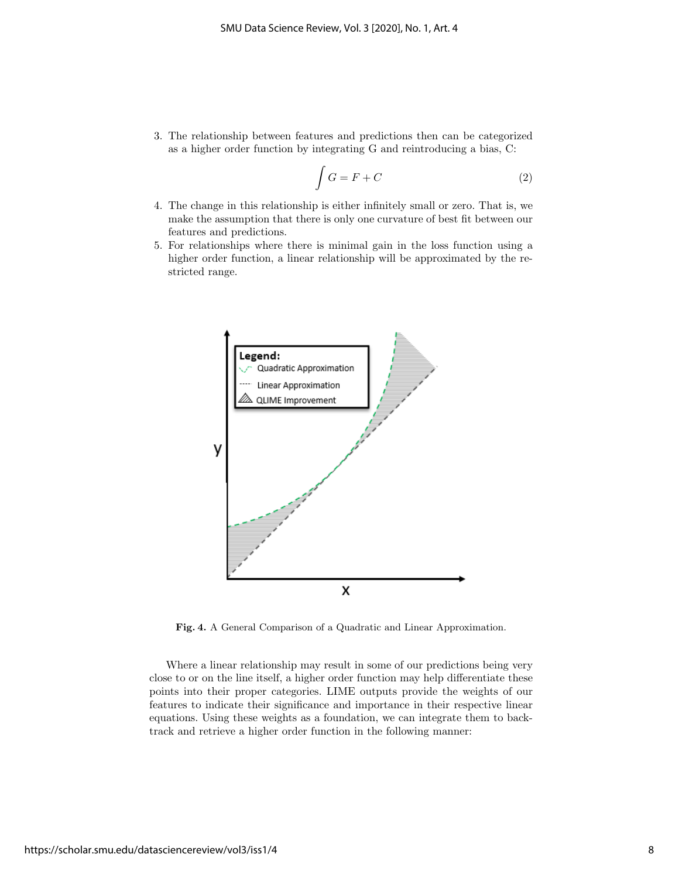3. The relationship between features and predictions then can be categorized as a higher order function by integrating G and reintroducing a bias, C:

$$\int G = F + C \tag{2}$$

4. The change in this relationship is either infinitely small or zero. That is, we make the assumption that there is only one curvature of best fit between our features and predictions.
5. For relationships where there is minimal gain in the loss function using a higher order function, a linear relationship will be approximated by the restricted range.

**Fig. 4.** A General Comparison of a Quadratic and Linear Approximation.

Where a linear relationship may result in some of our predictions being very close to or on the line itself, a higher order function may help differentiate these points into their proper categories. LIME outputs provide the weights of our features to indicate their significance and importance in their respective linear equations. Using these weights as a foundation, we can integrate them to backtrack and retrieve a higher order function in the following manner: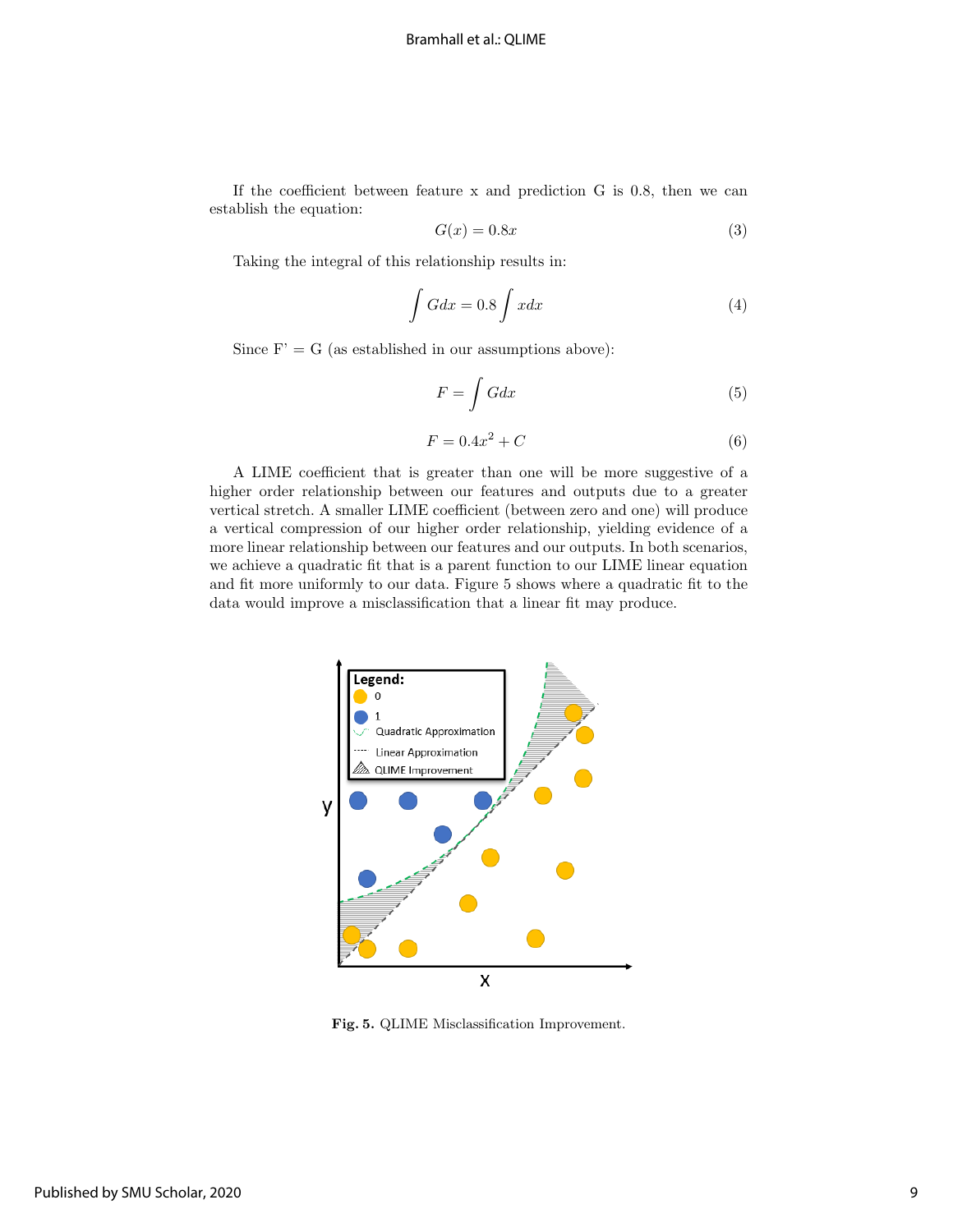If the coefficient between feature x and prediction G is 0.8, then we can establish the equation:

$$G(x) = 0.8x \tag{3}$$

Taking the integral of this relationship results in:

$$\int G dx = 0.8 \int x dx \tag{4}$$

Since F' = G (as established in our assumptions above):

$$F = \int G dx \tag{5}$$

$$F = 0.4x^2 + C \tag{6}$$

A LIME coefficient that is greater than one will be more suggestive of a higher order relationship between our features and outputs due to a greater vertical stretch. A smaller LIME coefficient (between zero and one) will produce a vertical compression of our higher order relationship, yielding evidence of a more linear relationship between our features and our outputs. In both scenarios, we achieve a quadratic fit that is a parent function to our LIME linear equation and fit more uniformly to our data. Figure 5 shows where a quadratic fit to the data would improve a misclassification that a linear fit may produce.

**Fig. 5.** QLIME Misclassification Improvement.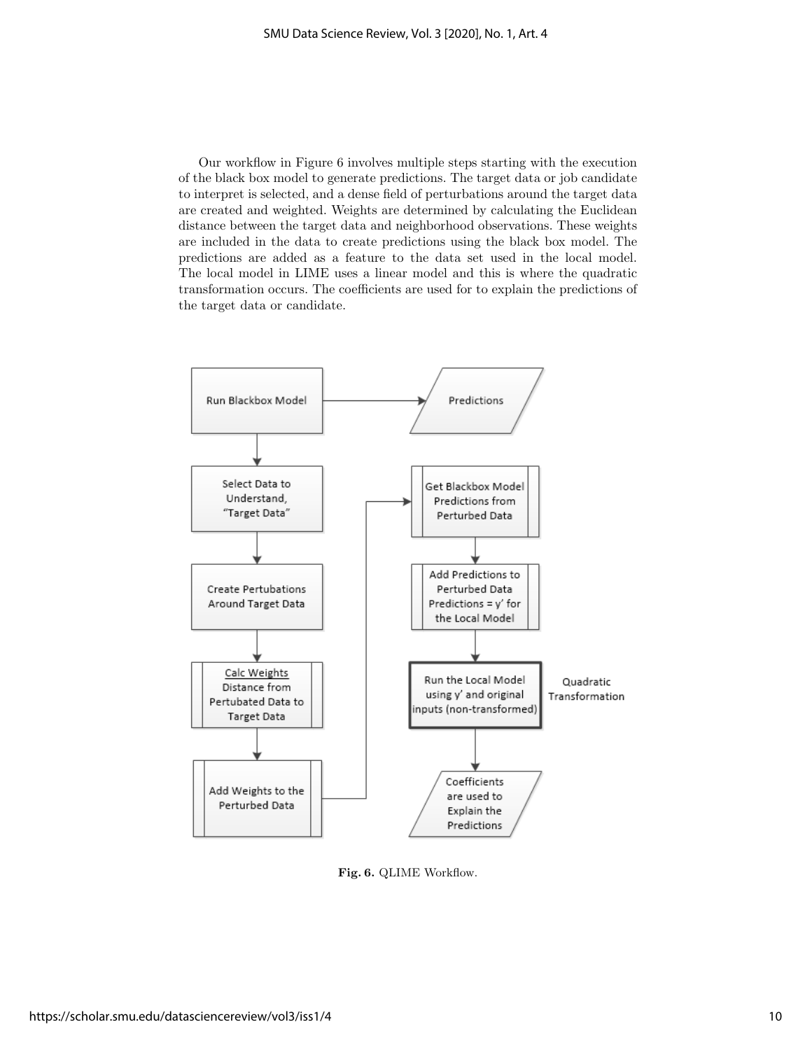Our workflow in Figure 6 involves multiple steps starting with the execution of the black box model to generate predictions. The target data or job candidate to interpret is selected, and a dense field of perturbations around the target data are created and weighted. Weights are determined by calculating the Euclidean distance between the target data and neighborhood observations. These weights are included in the data to create predictions using the black box model. The predictions are added as a feature to the data set used in the local model. The local model in LIME uses a linear model and this is where the quadratic transformation occurs. The coefficients are used for to explain the predictions of the target data or candidate.

**Fig. 6.** QLIME Workflow.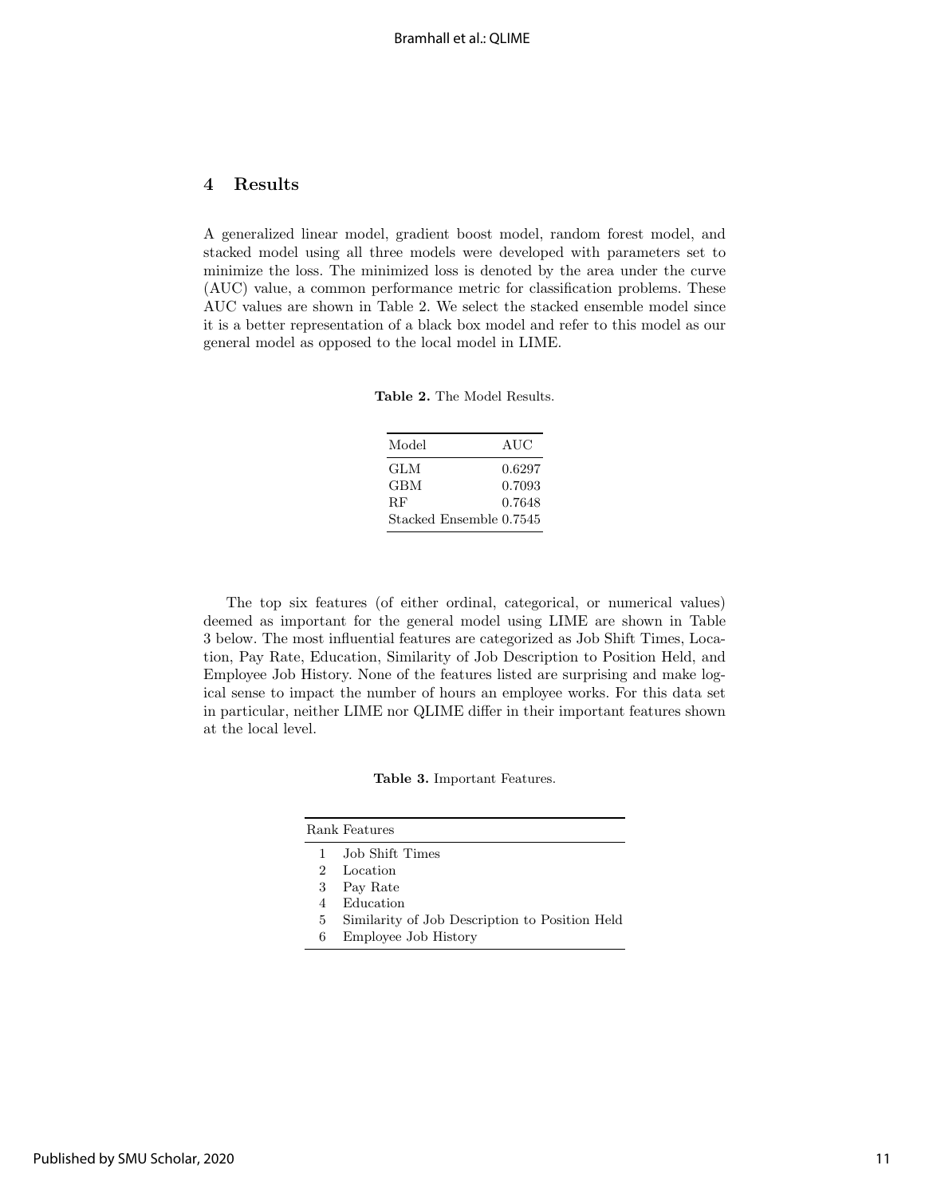## 4 Results

A generalized linear model, gradient boost model, random forest model, and stacked model using all three models were developed with parameters set to minimize the loss. The minimized loss is denoted by the area under the curve (AUC) value, a common performance metric for classification problems. These AUC values are shown in Table 2. We select the stacked ensemble model since it is a better representation of a black box model and refer to this model as our general model as opposed to the local model in LIME.

**Table 2.** The Model Results.

| Model | AUC |
|---|---|
| GLM | 0.6297 |
| GBM | 0.7093 |
| RF | 0.7648 |
| Stacked Ensemble | 0.7545 |

The top six features (of either ordinal, categorical, or numerical values) deemed as important for the general model using LIME are shown in Table 3 below. The most influential features are categorized as Job Shift Times, Location, Pay Rate, Education, Similarity of Job Description to Position Held, and Employee Job History. None of the features listed are surprising and make logical sense to impact the number of hours an employee works. For this data set in particular, neither LIME nor QLIME differ in their important features shown at the local level.

**Table 3.** Important Features.

| Rank | Features |
|---|---|
| 1 | Job Shift Times |
| 2 | Location |
| 3 | Pay Rate |
| 4 | Education |
| 5 | Similarity of Job Description to Position Held |
| 6 | Employee Job History |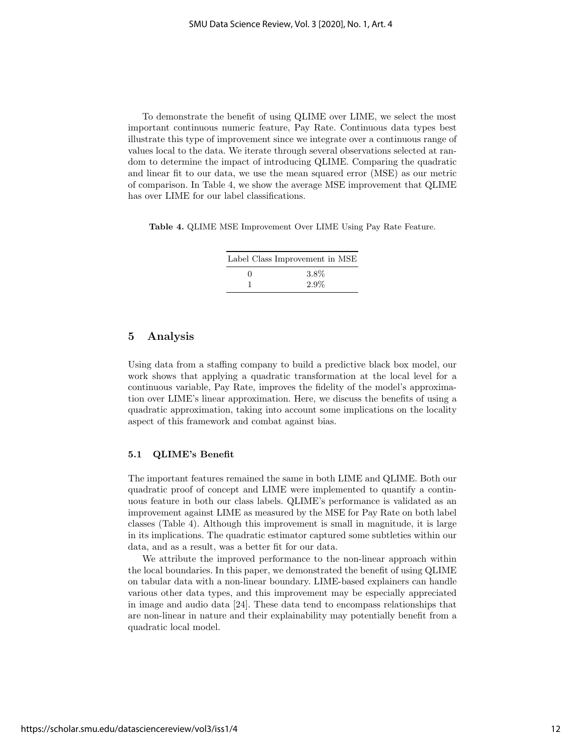To demonstrate the benefit of using QLIME over LIME, we select the most important continuous numeric feature, Pay Rate. Continuous data types best illustrate this type of improvement since we integrate over a continuous range of values local to the data. We iterate through several observations selected at random to determine the impact of introducing QLIME. Comparing the quadratic and linear fit to our data, we use the mean squared error (MSE) as our metric of comparison. In Table 4, we show the average MSE improvement that QLIME has over LIME for our label classifications.

**Table 4.** QLIME MSE Improvement Over LIME Using Pay Rate Feature.

| Label Class | Improvement in MSE |
|---|---|
| 0 | 3.8% |
| 1 | 2.9% |

## 5 Analysis

Using data from a staffing company to build a predictive black box model, our work shows that applying a quadratic transformation at the local level for a continuous variable, Pay Rate, improves the fidelity of the model's approximation over LIME's linear approximation. Here, we discuss the benefits of using a quadratic approximation, taking into account some implications on the locality aspect of this framework and combat against bias.

### 5.1 QLIME's Benefit

The important features remained the same in both LIME and QLIME. Both our quadratic proof of concept and LIME were implemented to quantify a continuous feature in both our class labels. QLIME's performance is validated as an improvement against LIME as measured by the MSE for Pay Rate on both label classes (Table 4). Although this improvement is small in magnitude, it is large in its implications. The quadratic estimator captured some subtleties within our data, and as a result, was a better fit for our data.

We attribute the improved performance to the non-linear approach within the local boundaries. In this paper, we demonstrated the benefit of using QLIME on tabular data with a non-linear boundary. LIME-based explainers can handle various other data types, and this improvement may be especially appreciated in image and audio data [24]. These data tend to encompass relationships that are non-linear in nature and their explainability may potentially benefit from a quadratic local model.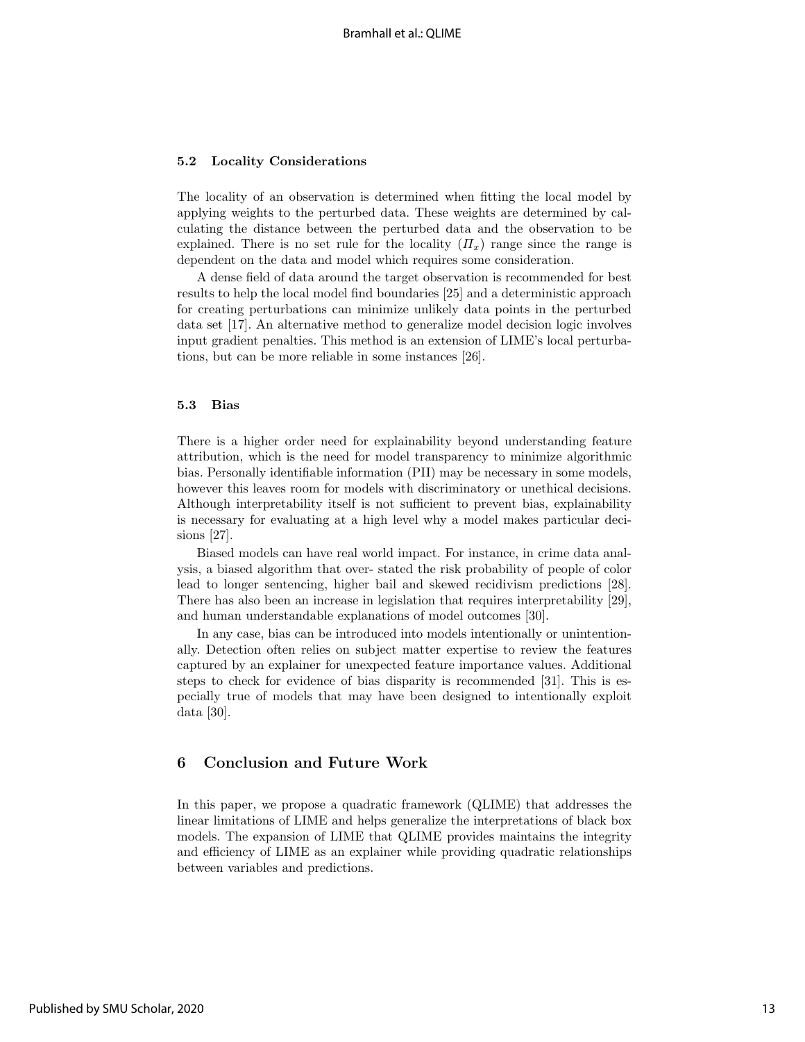### 5.2 Locality Considerations

The locality of an observation is determined when fitting the local model by applying weights to the perturbed data. These weights are determined by calculating the distance between the perturbed data and the observation to be explained. There is no set rule for the locality ($\Pi_x$) range since the range is dependent on the data and model which requires some consideration.

A dense field of data around the target observation is recommended for best results to help the local model find boundaries [25] and a deterministic approach for creating perturbations can minimize unlikely data points in the perturbed data set [17]. An alternative method to generalize model decision logic involves input gradient penalties. This method is an extension of LIME's local perturbations, but can be more reliable in some instances [26].

### 5.3 Bias

There is a higher order need for explainability beyond understanding feature attribution, which is the need for model transparency to minimize algorithmic bias. Personally identifiable information (PII) may be necessary in some models, however this leaves room for models with discriminatory or unethical decisions. Although interpretability itself is not sufficient to prevent bias, explainability is necessary for evaluating at a high level why a model makes particular decisions [27].

Biased models can have real world impact. For instance, in crime data analysis, a biased algorithm that over- stated the risk probability of people of color lead to longer sentencing, higher bail and skewed recidivism predictions [28]. There has also been an increase in legislation that requires interpretability [29], and human understandable explanations of model outcomes [30].

In any case, bias can be introduced into models intentionally or unintentionally. Detection often relies on subject matter expertise to review the features captured by an explainer for unexpected feature importance values. Additional steps to check for evidence of bias disparity is recommended [31]. This is especially true of models that may have been designed to intentionally exploit data [30].

## 6 Conclusion and Future Work

In this paper, we propose a quadratic framework (QLIME) that addresses the linear limitations of LIME and helps generalize the interpretations of black box models. The expansion of LIME that QLIME provides maintains the integrity and efficiency of LIME as an explainer while providing quadratic relationships between variables and predictions.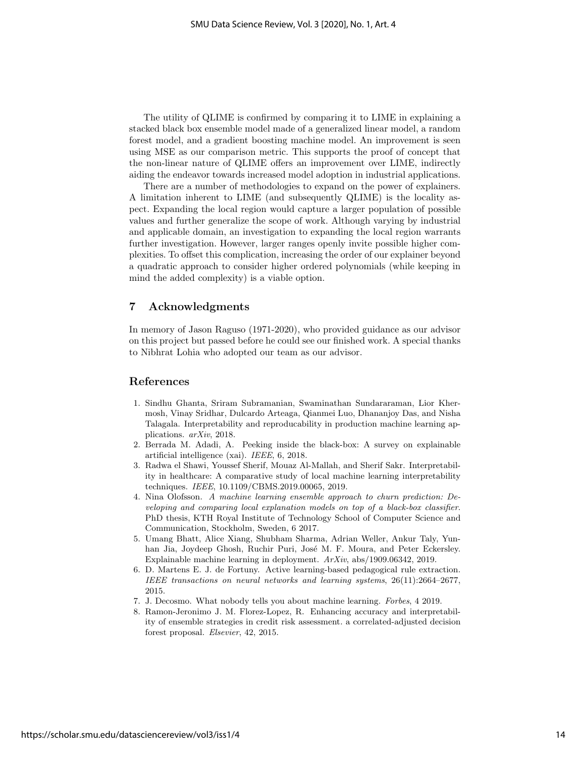The utility of QLIME is confirmed by comparing it to LIME in explaining a stacked black box ensemble model made of a generalized linear model, a random forest model, and a gradient boosting machine model. An improvement is seen using MSE as our comparison metric. This supports the proof of concept that the non-linear nature of QLIME offers an improvement over LIME, indirectly aiding the endeavor towards increased model adoption in industrial applications.

There are a number of methodologies to expand on the power of explainers. A limitation inherent to LIME (and subsequently QLIME) is the locality aspect. Expanding the local region would capture a larger population of possible values and further generalize the scope of work. Although varying by industrial and applicable domain, an investigation to expanding the local region warrants further investigation. However, larger ranges openly invite possible higher complexities. To offset this complication, increasing the order of our explainer beyond a quadratic approach to consider higher ordered polynomials (while keeping in mind the added complexity) is a viable option.

## 7 Acknowledgments

In memory of Jason Raguso (1971-2020), who provided guidance as our advisor on this project but passed before he could see our finished work. A special thanks to Nibhrat Lohia who adopted our team as our advisor.

## References

1. Sindhu Ghanta, Sriram Subramanian, Swaminathan Sundararaman, Lior Khermosh, Vinay Sridhar, Dulcardo Arteaga, Qianmei Luo, Dhananjoy Das, and Nisha Talagala. Interpretability and reproducability in production machine learning applications. *arXiv*, 2018.
2. Berrada M. Adadi, A. Peeking inside the black-box: A survey on explainable artificial intelligence (xai). *IEEE*, 6, 2018.
3. Radwa el Shawi, Youssef Sherif, Mouaz Al-Mallah, and Sherif Sakr. Interpretability in healthcare: A comparative study of local machine learning interpretability techniques. *IEEE*, 10.1109/CBMS.2019.00065, 2019.
4. Nina Olofsson. *A machine learning ensemble approach to churn prediction: Developing and comparing local explanation models on top of a black-box classifier*. PhD thesis, KTH Royal Institute of Technology School of Computer Science and Communication, Stockholm, Sweden, 6 2017.
5. Umang Bhatt, Alice Xiang, Shubham Sharma, Adrian Weller, Ankur Taly, Yunhan Jia, Joydeep Ghosh, Ruchir Puri, José M. F. Moura, and Peter Eckersley. Explainable machine learning in deployment. *ArXiv*, abs/1909.06342, 2019.
6. D. Martens E. J. de Fortuny. Active learning-based pedagogical rule extraction. *IEEE transactions on neural networks and learning systems*, 26(11):2664–2677, 2015.
7. J. Decosmo. What nobody tells you about machine learning. *Forbes*, 4 2019.
8. Ramon-Jeronimo J. M. Florez-Lopez, R. Enhancing accuracy and interpretability of ensemble strategies in credit risk assessment. a correlated-adjusted decision forest proposal. *Elsevier*, 42, 2015.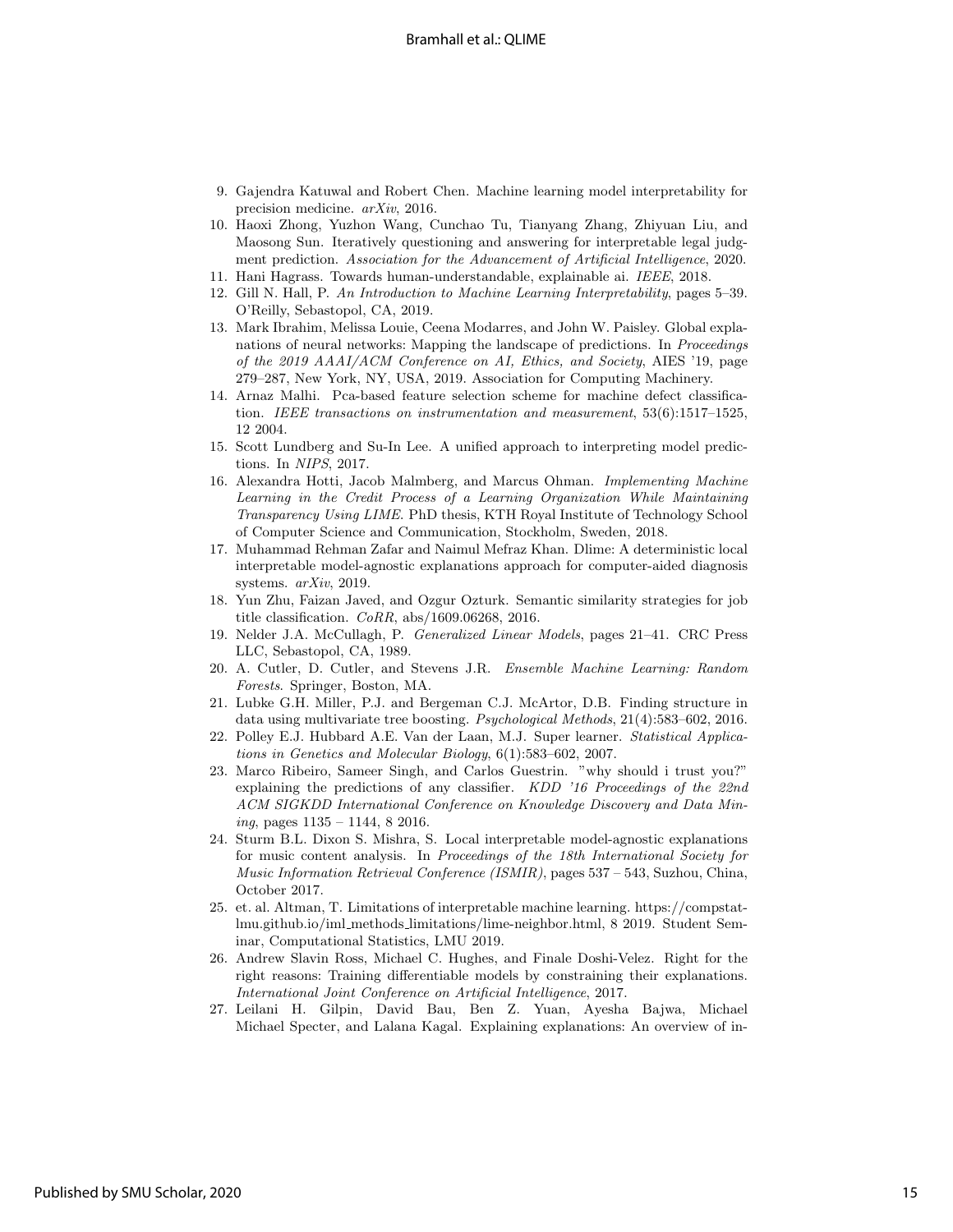9. Gajendra Katuwal and Robert Chen. Machine learning model interpretability for precision medicine. *arXiv*, 2016.
10. Haoxi Zhong, Yuzhon Wang, Cunchao Tu, Tianyang Zhang, Zhiyuan Liu, and Maosong Sun. Iteratively questioning and answering for interpretable legal judgment prediction. *Association for the Advancement of Artificial Intelligence*, 2020.
11. Hani Hagrass. Towards human-understandable, explainable ai. *IEEE*, 2018.
12. Gill N. Hall, P. *An Introduction to Machine Learning Interpretability*, pages 5–39. O'Reilly, Sebastopol, CA, 2019.
13. Mark Ibrahim, Melissa Louie, Ceena Modarres, and John W. Paisley. Global explanations of neural networks: Mapping the landscape of predictions. In *Proceedings of the 2019 AAAI/ACM Conference on AI, Ethics, and Society*, AIES '19, page 279–287, New York, NY, USA, 2019. Association for Computing Machinery.
14. Arnaz Malhi. Pca-based feature selection scheme for machine defect classification. *IEEE transactions on instrumentation and measurement*, 53(6):1517–1525, 12 2004.
15. Scott Lundberg and Su-In Lee. A unified approach to interpreting model predictions. In *NIPS*, 2017.
16. Alexandra Hotti, Jacob Malmberg, and Marcus Ohman. *Implementing Machine Learning in the Credit Process of a Learning Organization While Maintaining Transparency Using LIME*. PhD thesis, KTH Royal Institute of Technology School of Computer Science and Communication, Stockholm, Sweden, 2018.
17. Muhammad Rehman Zafar and Naimul Mefraz Khan. Dlime: A deterministic local interpretable model-agnostic explanations approach for computer-aided diagnosis systems. *arXiv*, 2019.
18. Yun Zhu, Faizan Javed, and Ozgur Ozturk. Semantic similarity strategies for job title classification. *CoRR*, abs/1609.06268, 2016.
19. Nelder J.A. McCullagh, P. *Generalized Linear Models*, pages 21–41. CRC Press LLC, Sebastopol, CA, 1989.
20. A. Cutler, D. Cutler, and Stevens J.R. *Ensemble Machine Learning: Random Forests*. Springer, Boston, MA.
21. Lubke G.H. Miller, P.J. and Bergeman C.J. McArtor, D.B. Finding structure in data using multivariate tree boosting. *Psychological Methods*, 21(4):583–602, 2016.
22. Polley E.J. Hubbard A.E. Van der Laan, M.J. Super learner. *Statistical Applications in Genetics and Molecular Biology*, 6(1):583–602, 2007.
23. Marco Ribeiro, Sameer Singh, and Carlos Guestrin. "why should i trust you?" explaining the predictions of any classifier. *KDD '16 Proceedings of the 22nd ACM SIGKDD International Conference on Knowledge Discovery and Data Mining*, pages 1135 – 1144, 8 2016.
24. Sturm B.L. Dixon S. Mishra, S. Local interpretable model-agnostic explanations for music content analysis. In *Proceedings of the 18th International Society for Music Information Retrieval Conference (ISMIR)*, pages 537 – 543, Suzhou, China, October 2017.
25. et. al. Altman, T. Limitations of interpretable machine learning. https://compstat-lmu.github.io/iml_methods_limitations/lime-neighbor.html, 8 2019. Student Seminar, Computational Statistics, LMU 2019.
26. Andrew Slavin Ross, Michael C. Hughes, and Finale Doshi-Velez. Right for the right reasons: Training differentiable models by constraining their explanations. *International Joint Conference on Artificial Intelligence*, 2017.
27. Leilani H. Gilpin, David Bau, Ben Z. Yuan, Ayesha Bajwa, Michael Michael Specter, and Lalana Kagal. Explaining explanations: An overview of in-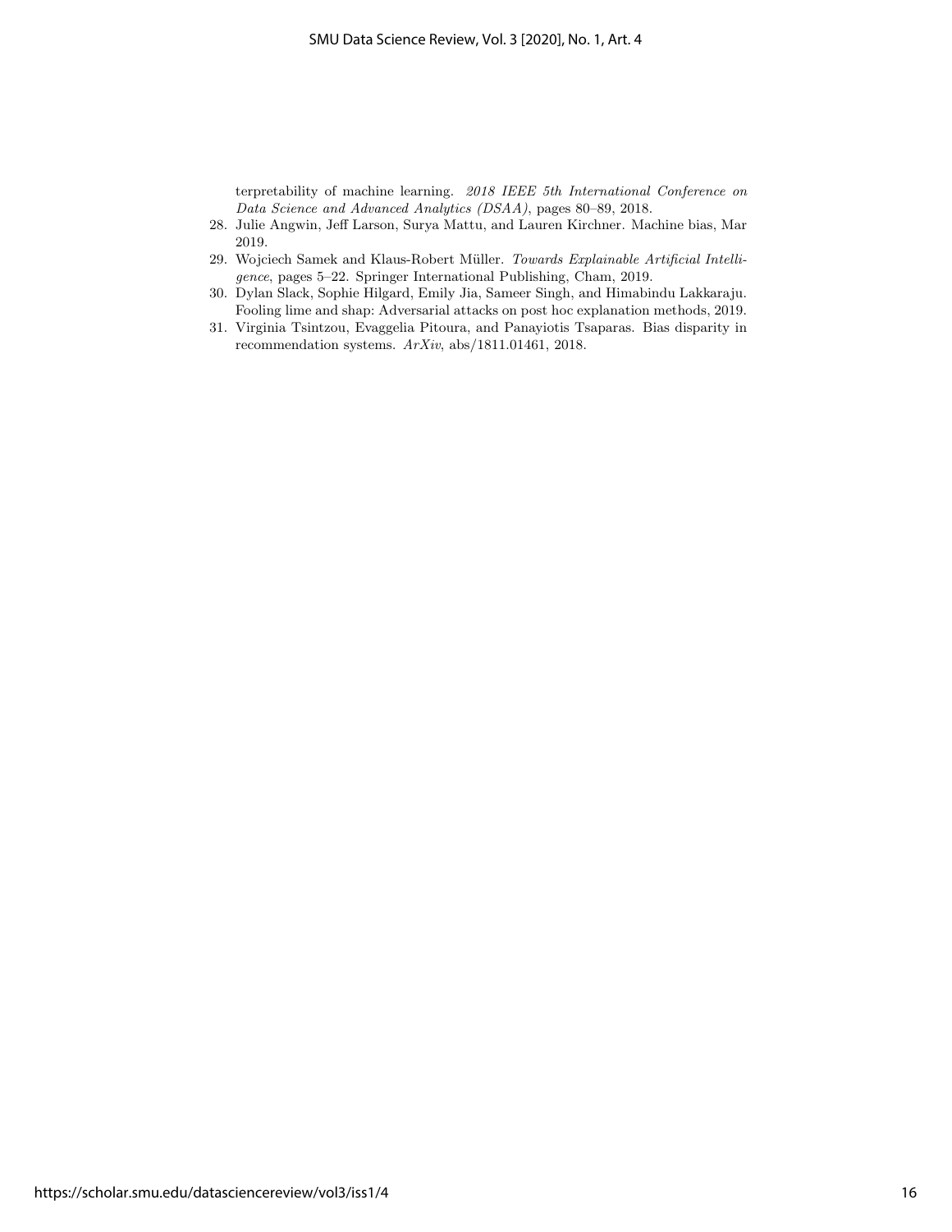terpretability of machine learning. *2018 IEEE 5th International Conference on Data Science and Advanced Analytics (DSAA)*, pages 80–89, 2018.

28. Julie Angwin, Jeff Larson, Surya Mattu, and Lauren Kirchner. Machine bias, Mar 2019.
29. Wojciech Samek and Klaus-Robert Müller. *Towards Explainable Artificial Intelligence*, pages 5–22. Springer International Publishing, Cham, 2019.
30. Dylan Slack, Sophie Hilgard, Emily Jia, Sameer Singh, and Himabindu Lakkaraju. Fooling lime and shap: Adversarial attacks on post hoc explanation methods, 2019.
31. Virginia Tsintzou, Evaggelia Pitoura, and Panayiotis Tsaparas. Bias disparity in recommendation systems. *ArXiv*, abs/1811.01461, 2018.